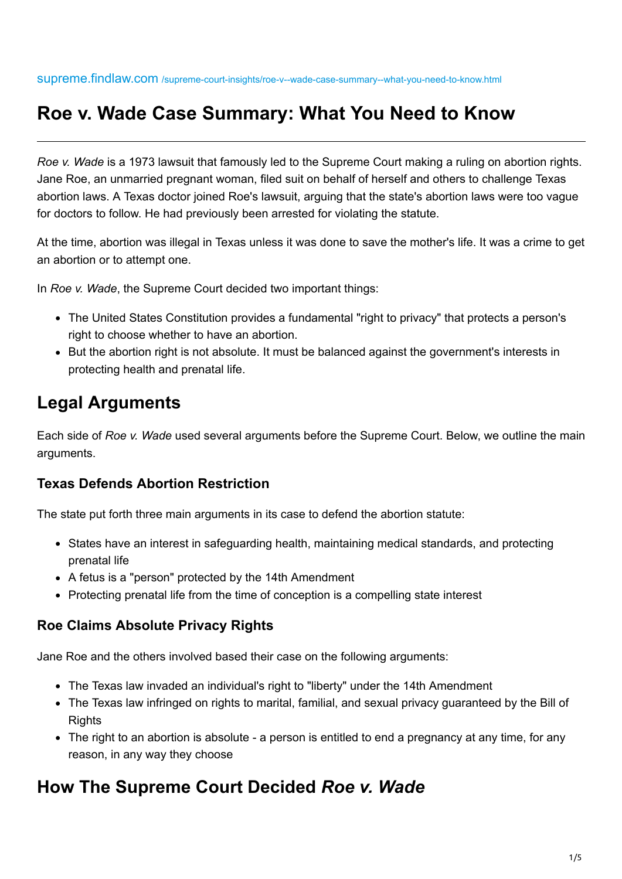supreme.findlaw.com /supreme-court-insights/roe-v--wade-case-summary--what-you-need-to-know.html

# Roe v. Wade Case Summary: What You Need to Know

*Roe v. Wade* is a 1973 lawsuit that famously led to the Supreme Court making a ruling on abortion rights. Jane Roe, an unmarried pregnant woman, filed suit on behalf of herself and others to challenge Texas abortion laws. A Texas doctor joined Roe's lawsuit, arguing that the state's abortion laws were too vague for doctors to follow. He had previously been arrested for violating the statute.

At the time, abortion was illegal in Texas unless it was done to save the mother's life. It was a crime to get an abortion or to attempt one.

In *Roe v. Wade*, the Supreme Court decided two important things:

- The United States Constitution provides a fundamental "right to privacy" that protects a person's right to choose whether to have an abortion.
- But the abortion right is not absolute. It must be balanced against the government's interests in protecting health and prenatal life.

## Legal Arguments

Each side of *Roe v. Wade* used several arguments before the Supreme Court. Below, we outline the main arguments.

### Texas Defends Abortion Restriction

The state put forth three main arguments in its case to defend the abortion statute:

- States have an interest in safeguarding health, maintaining medical standards, and protecting prenatal life
- A fetus is a "person" protected by the 14th Amendment
- Protecting prenatal life from the time of conception is a compelling state interest

### Roe Claims Absolute Privacy Rights

Jane Roe and the others involved based their case on the following arguments:

- The Texas law invaded an individual's right to "liberty" under the 14th Amendment
- The Texas law infringed on rights to marital, familial, and sexual privacy guaranteed by the Bill of Rights
- The right to an abortion is absolute - a person is entitled to end a pregnancy at any time, for any reason, in any way they choose

## How The Supreme Court Decided *Roe v. Wade*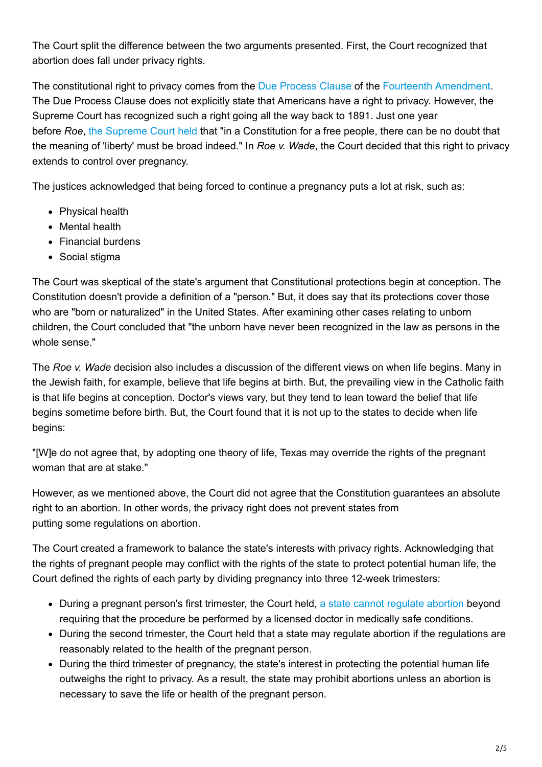The Court split the difference between the two arguments presented. First, the Court recognized that abortion does fall under privacy rights.

The constitutional right to privacy comes from the Due Process Clause of the Fourteenth Amendment. The Due Process Clause does not explicitly state that Americans have a right to privacy. However, the Supreme Court has recognized such a right going all the way back to 1891. Just one year before *Roe*, the Supreme Court held that "in a Constitution for a free people, there can be no doubt that the meaning of 'liberty' must be broad indeed." In *Roe v. Wade*, the Court decided that this right to privacy extends to control over pregnancy.

The justices acknowledged that being forced to continue a pregnancy puts a lot at risk, such as:

- Physical health
- Mental health
- Financial burdens
- Social stigma

The Court was skeptical of the state's argument that Constitutional protections begin at conception. The Constitution doesn't provide a definition of a "person." But, it does say that its protections cover those who are "born or naturalized" in the United States. After examining other cases relating to unborn children, the Court concluded that "the unborn have never been recognized in the law as persons in the whole sense."

The *Roe v. Wade* decision also includes a discussion of the different views on when life begins. Many in the Jewish faith, for example, believe that life begins at birth. But, the prevailing view in the Catholic faith is that life begins at conception. Doctor's views vary, but they tend to lean toward the belief that life begins sometime before birth. But, the Court found that it is not up to the states to decide when life begins:

"[W]e do not agree that, by adopting one theory of life, Texas may override the rights of the pregnant woman that are at stake."

However, as we mentioned above, the Court did not agree that the Constitution guarantees an absolute right to an abortion. In other words, the privacy right does not prevent states from putting some regulations on abortion.

The Court created a framework to balance the state's interests with privacy rights. Acknowledging that the rights of pregnant people may conflict with the rights of the state to protect potential human life, the Court defined the rights of each party by dividing pregnancy into three 12-week trimesters:

- During a pregnant person's first trimester, the Court held, a state cannot regulate abortion beyond requiring that the procedure be performed by a licensed doctor in medically safe conditions.
- During the second trimester, the Court held that a state may regulate abortion if the regulations are reasonably related to the health of the pregnant person.
- During the third trimester of pregnancy, the state's interest in protecting the potential human life outweighs the right to privacy. As a result, the state may prohibit abortions unless an abortion is necessary to save the life or health of the pregnant person.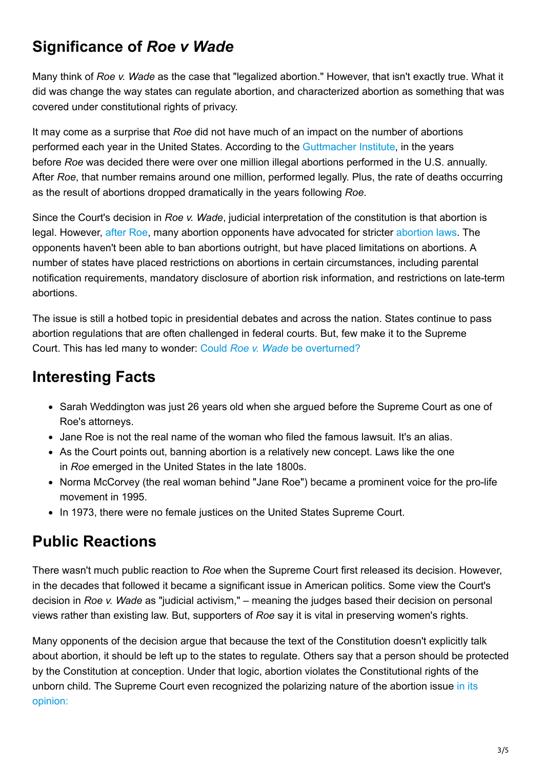## Significance of *Roe v Wade*

Many think of *Roe v. Wade* as the case that "legalized abortion." However, that isn't exactly true. What it did was change the way states can regulate abortion, and characterized abortion as something that was covered under constitutional rights of privacy.

It may come as a surprise that *Roe* did not have much of an impact on the number of abortions performed each year in the United States. According to the Guttmacher Institute, in the years before *Roe* was decided there were over one million illegal abortions performed in the U.S. annually. After *Roe*, that number remains around one million, performed legally. Plus, the rate of deaths occurring as the result of abortions dropped dramatically in the years following *Roe*.

Since the Court's decision in *Roe v. Wade*, judicial interpretation of the constitution is that abortion is legal. However, after Roe, many abortion opponents have advocated for stricter abortion laws. The opponents haven't been able to ban abortions outright, but have placed limitations on abortions. A number of states have placed restrictions on abortions in certain circumstances, including parental notification requirements, mandatory disclosure of abortion risk information, and restrictions on late-term abortions.

The issue is still a hotbed topic in presidential debates and across the nation. States continue to pass abortion regulations that are often challenged in federal courts. But, few make it to the Supreme Court. This has led many to wonder: Could *Roe v. Wade* be overturned?

## Interesting Facts

- Sarah Weddington was just 26 years old when she argued before the Supreme Court as one of Roe's attorneys.
- Jane Roe is not the real name of the woman who filed the famous lawsuit. It's an alias.
- As the Court points out, banning abortion is a relatively new concept. Laws like the one in *Roe* emerged in the United States in the late 1800s.
- Norma McCorvey (the real woman behind "Jane Roe") became a prominent voice for the pro-life movement in 1995.
- In 1973, there were no female justices on the United States Supreme Court.

## Public Reactions

There wasn't much public reaction to *Roe* when the Supreme Court first released its decision. However, in the decades that followed it became a significant issue in American politics. Some view the Court's decision in *Roe v. Wade* as "judicial activism," – meaning the judges based their decision on personal views rather than existing law. But, supporters of *Roe* say it is vital in preserving women's rights.

Many opponents of the decision argue that because the text of the Constitution doesn't explicitly talk about abortion, it should be left up to the states to regulate. Others say that a person should be protected by the Constitution at conception. Under that logic, abortion violates the Constitutional rights of the unborn child. The Supreme Court even recognized the polarizing nature of the abortion issue in its opinion: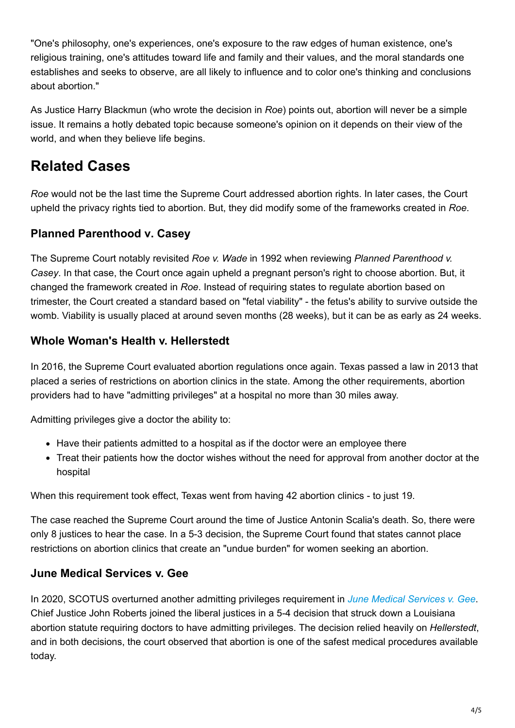"One's philosophy, one's experiences, one's exposure to the raw edges of human existence, one's religious training, one's attitudes toward life and family and their values, and the moral standards one establishes and seeks to observe, are all likely to influence and to color one's thinking and conclusions about abortion."

As Justice Harry Blackmun (who wrote the decision in *Roe*) points out, abortion will never be a simple issue. It remains a hotly debated topic because someone's opinion on it depends on their view of the world, and when they believe life begins.

## Related Cases

*Roe* would not be the last time the Supreme Court addressed abortion rights. In later cases, the Court upheld the privacy rights tied to abortion. But, they did modify some of the frameworks created in *Roe*.

### Planned Parenthood v. Casey

The Supreme Court notably revisited *Roe v. Wade* in 1992 when reviewing *Planned Parenthood v. Casey*. In that case, the Court once again upheld a pregnant person's right to choose abortion. But, it changed the framework created in *Roe*. Instead of requiring states to regulate abortion based on trimester, the Court created a standard based on "fetal viability" - the fetus's ability to survive outside the womb. Viability is usually placed at around seven months (28 weeks), but it can be as early as 24 weeks.

### Whole Woman's Health v. Hellerstedt

In 2016, the Supreme Court evaluated abortion regulations once again. Texas passed a law in 2013 that placed a series of restrictions on abortion clinics in the state. Among the other requirements, abortion providers had to have "admitting privileges" at a hospital no more than 30 miles away.

Admitting privileges give a doctor the ability to:

- Have their patients admitted to a hospital as if the doctor were an employee there
- Treat their patients how the doctor wishes without the need for approval from another doctor at the hospital

When this requirement took effect, Texas went from having 42 abortion clinics - to just 19.

The case reached the Supreme Court around the time of Justice Antonin Scalia's death. So, there were only 8 justices to hear the case. In a 5-3 decision, the Supreme Court found that states cannot place restrictions on abortion clinics that create an "undue burden" for women seeking an abortion.

### June Medical Services v. Gee

In 2020, SCOTUS overturned another admitting privileges requirement in *June Medical Services v. Gee*. Chief Justice John Roberts joined the liberal justices in a 5-4 decision that struck down a Louisiana abortion statute requiring doctors to have admitting privileges. The decision relied heavily on *Hellerstedt*, and in both decisions, the court observed that abortion is one of the safest medical procedures available today.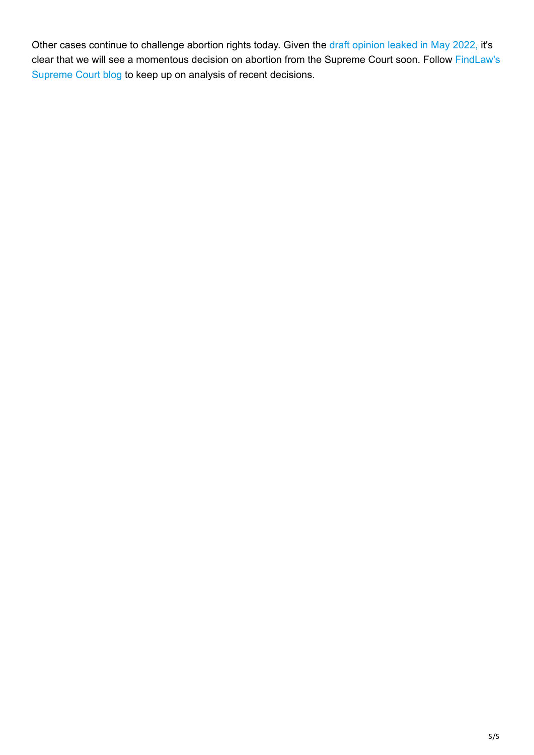Other cases continue to challenge abortion rights today. Given the draft opinion leaked in May 2022, it's clear that we will see a momentous decision on abortion from the Supreme Court soon. Follow FindLaw's Supreme Court blog to keep up on analysis of recent decisions.